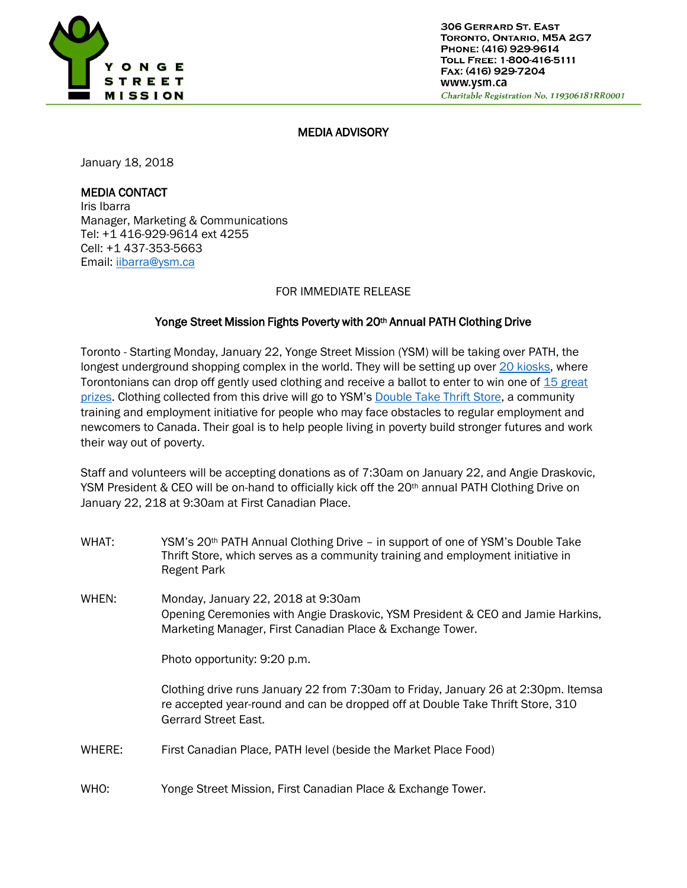YONGE STREET MISSION

306 Gerrard St. East
Toronto, Ontario, M5A 2G7
Phone: (416) 929-9614
Toll Free: 1-800-416-5111
Fax: (416) 929-7204
www.ysm.ca
*Charitable Registration No. 119306181RR0001*

## MEDIA ADVISORY

January 18, 2018

**MEDIA CONTACT**
Iris Ibarra
Manager, Marketing & Communications
Tel: +1 416-929-9614 ext 4255
Cell: +1 437-353-5663
Email: iibarra@ysm.ca

FOR IMMEDIATE RELEASE

### Yonge Street Mission Fights Poverty with 20th Annual PATH Clothing Drive

Toronto - Starting Monday, January 22, Yonge Street Mission (YSM) will be taking over PATH, the longest underground shopping complex in the world. They will be setting up over 20 kiosks, where Torontonians can drop off gently used clothing and receive a ballot to enter to win one of 15 great prizes. Clothing collected from this drive will go to YSM's Double Take Thrift Store, a community training and employment initiative for people who may face obstacles to regular employment and newcomers to Canada. Their goal is to help people living in poverty build stronger futures and work their way out of poverty.

Staff and volunteers will be accepting donations as of 7:30am on January 22, and Angie Draskovic, YSM President & CEO will be on-hand to officially kick off the 20th annual PATH Clothing Drive on January 22, 218 at 9:30am at First Canadian Place.

WHAT: YSM's 20th PATH Annual Clothing Drive – in support of one of YSM's Double Take Thrift Store, which serves as a community training and employment initiative in Regent Park

WHEN: Monday, January 22, 2018 at 9:30am
Opening Ceremonies with Angie Draskovic, YSM President & CEO and Jamie Harkins, Marketing Manager, First Canadian Place & Exchange Tower.

Photo opportunity: 9:20 p.m.

Clothing drive runs January 22 from 7:30am to Friday, January 26 at 2:30pm. Itemsa re accepted year-round and can be dropped off at Double Take Thrift Store, 310 Gerrard Street East.

WHERE: First Canadian Place, PATH level (beside the Market Place Food)

WHO: Yonge Street Mission, First Canadian Place & Exchange Tower.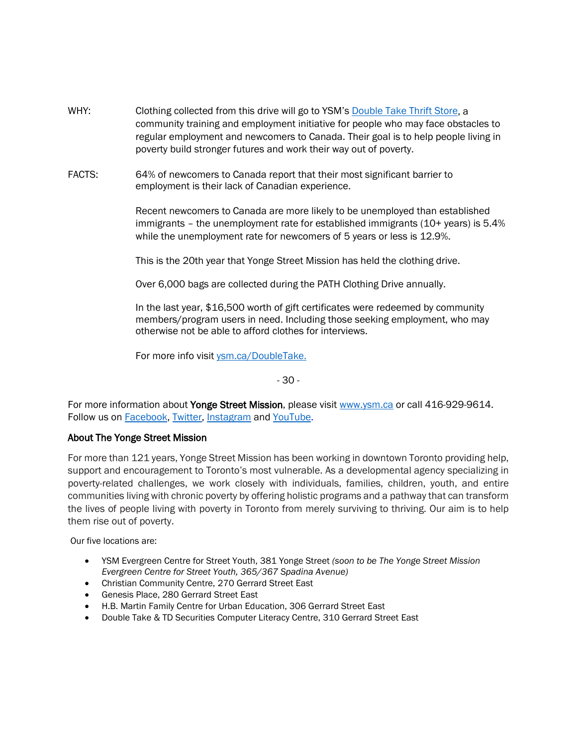WHY: Clothing collected from this drive will go to YSM's [Double Take Thrift Store](), a community training and employment initiative for people who may face obstacles to regular employment and newcomers to Canada. Their goal is to help people living in poverty build stronger futures and work their way out of poverty.

FACTS: 64% of newcomers to Canada report that their most significant barrier to employment is their lack of Canadian experience.

Recent newcomers to Canada are more likely to be unemployed than established immigrants – the unemployment rate for established immigrants (10+ years) is 5.4% while the unemployment rate for newcomers of 5 years or less is 12.9%.

This is the 20th year that Yonge Street Mission has held the clothing drive.

Over 6,000 bags are collected during the PATH Clothing Drive annually.

In the last year, $16,500 worth of gift certificates were redeemed by community members/program users in need. Including those seeking employment, who may otherwise not be able to afford clothes for interviews.

For more info visit ysm.ca/DoubleTake.

- 30 -

For more information about **Yonge Street Mission**, please visit www.ysm.ca or call 416-929-9614. Follow us on Facebook, Twitter, Instagram and YouTube.

## About The Yonge Street Mission

For more than 121 years, Yonge Street Mission has been working in downtown Toronto providing help, support and encouragement to Toronto's most vulnerable. As a developmental agency specializing in poverty-related challenges, we work closely with individuals, families, children, youth, and entire communities living with chronic poverty by offering holistic programs and a pathway that can transform the lives of people living with poverty in Toronto from merely surviving to thriving. Our aim is to help them rise out of poverty.

Our five locations are:

- YSM Evergreen Centre for Street Youth, 381 Yonge Street *(soon to be The Yonge Street Mission Evergreen Centre for Street Youth, 365/367 Spadina Avenue)*
- Christian Community Centre, 270 Gerrard Street East
- Genesis Place, 280 Gerrard Street East
- H.B. Martin Family Centre for Urban Education, 306 Gerrard Street East
- Double Take & TD Securities Computer Literacy Centre, 310 Gerrard Street East